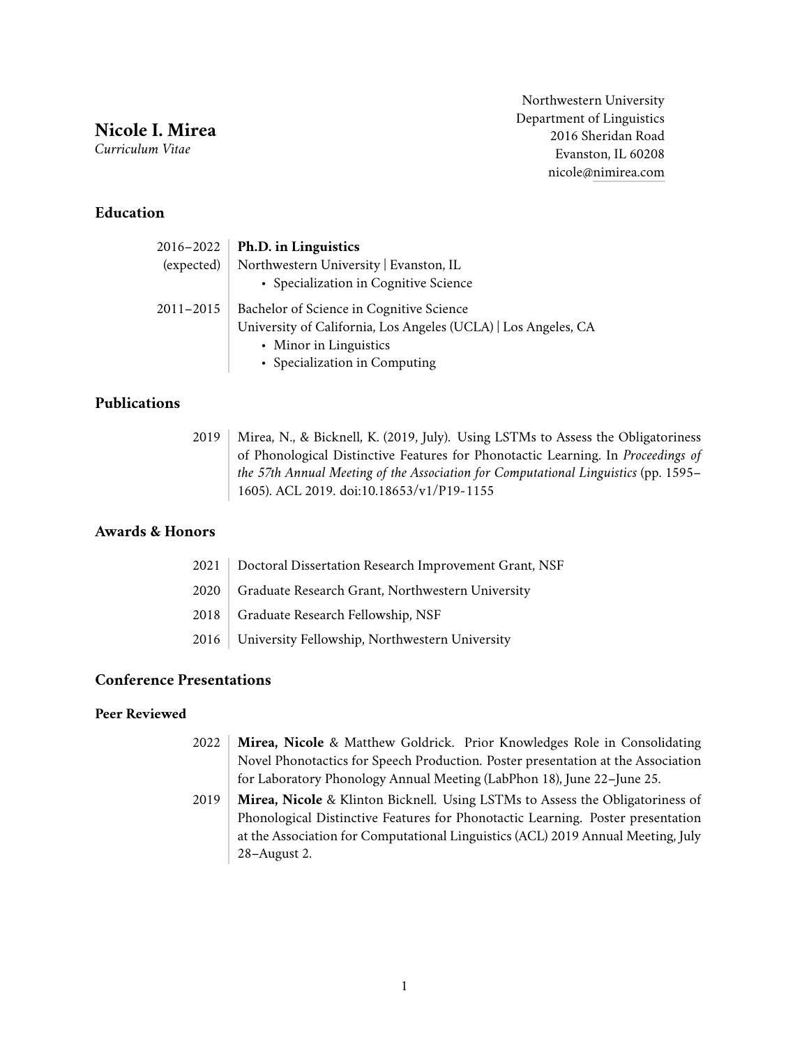# Nicole I. Mirea

*Curriculum Vitae*

Northwestern University
Department of Linguistics
2016 Sheridan Road
Evanston, IL 60208
nicole@nimirea.com

## Education

2016–2022 (expected) | **Ph.D. in Linguistics**
Northwestern University | Evanston, IL
- Specialization in Cognitive Science

2011–2015 | Bachelor of Science in Cognitive Science
University of California, Los Angeles (UCLA) | Los Angeles, CA
- Minor in Linguistics
- Specialization in Computing

## Publications

2019 | Mirea, N., & Bicknell, K. (2019, July). Using LSTMs to Assess the Obligatoriness of Phonological Distinctive Features for Phonotactic Learning. In *Proceedings of the 57th Annual Meeting of the Association for Computational Linguistics* (pp. 1595–1605). ACL 2019. doi:10.18653/v1/P19-1155

## Awards & Honors

2021 | Doctoral Dissertation Research Improvement Grant, NSF

2020 | Graduate Research Grant, Northwestern University

2018 | Graduate Research Fellowship, NSF

2016 | University Fellowship, Northwestern University

## Conference Presentations

### Peer Reviewed

2022 | **Mirea, Nicole** & Matthew Goldrick. Prior Knowledges Role in Consolidating Novel Phonotactics for Speech Production. Poster presentation at the Association for Laboratory Phonology Annual Meeting (LabPhon 18), June 22–June 25.

2019 | **Mirea, Nicole** & Klinton Bicknell. Using LSTMs to Assess the Obligatoriness of Phonological Distinctive Features for Phonotactic Learning. Poster presentation at the Association for Computational Linguistics (ACL) 2019 Annual Meeting, July 28–August 2.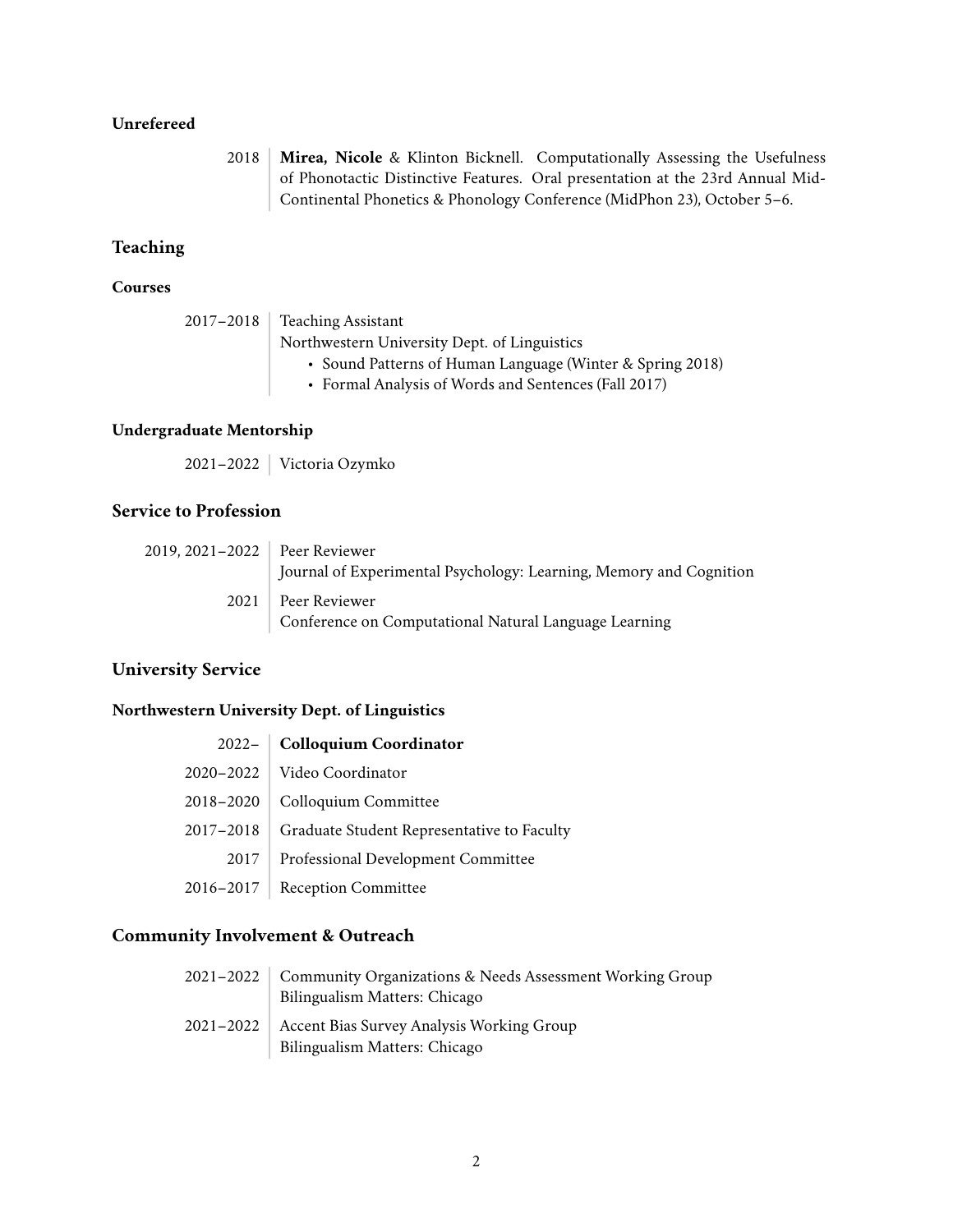### Unrefereed

2018 | **Mirea, Nicole** & Klinton Bicknell. Computationally Assessing the Usefulness of Phonotactic Distinctive Features. Oral presentation at the 23rd Annual Mid-Continental Phonetics & Phonology Conference (MidPhon 23), October 5–6.

## Teaching

### Courses

2017–2018 | Teaching Assistant
Northwestern University Dept. of Linguistics
- Sound Patterns of Human Language (Winter & Spring 2018)
- Formal Analysis of Words and Sentences (Fall 2017)

### Undergraduate Mentorship

2021–2022 | Victoria Ozymko

## Service to Profession

2019, 2021–2022 | Peer Reviewer
Journal of Experimental Psychology: Learning, Memory and Cognition

2021 | Peer Reviewer
Conference on Computational Natural Language Learning

## University Service

### Northwestern University Dept. of Linguistics

2022– | **Colloquium Coordinator**

2020–2022 | Video Coordinator

2018–2020 | Colloquium Committee

2017–2018 | Graduate Student Representative to Faculty

2017 | Professional Development Committee

2016–2017 | Reception Committee

## Community Involvement & Outreach

2021–2022 | Community Organizations & Needs Assessment Working Group
Bilingualism Matters: Chicago

2021–2022 | Accent Bias Survey Analysis Working Group
Bilingualism Matters: Chicago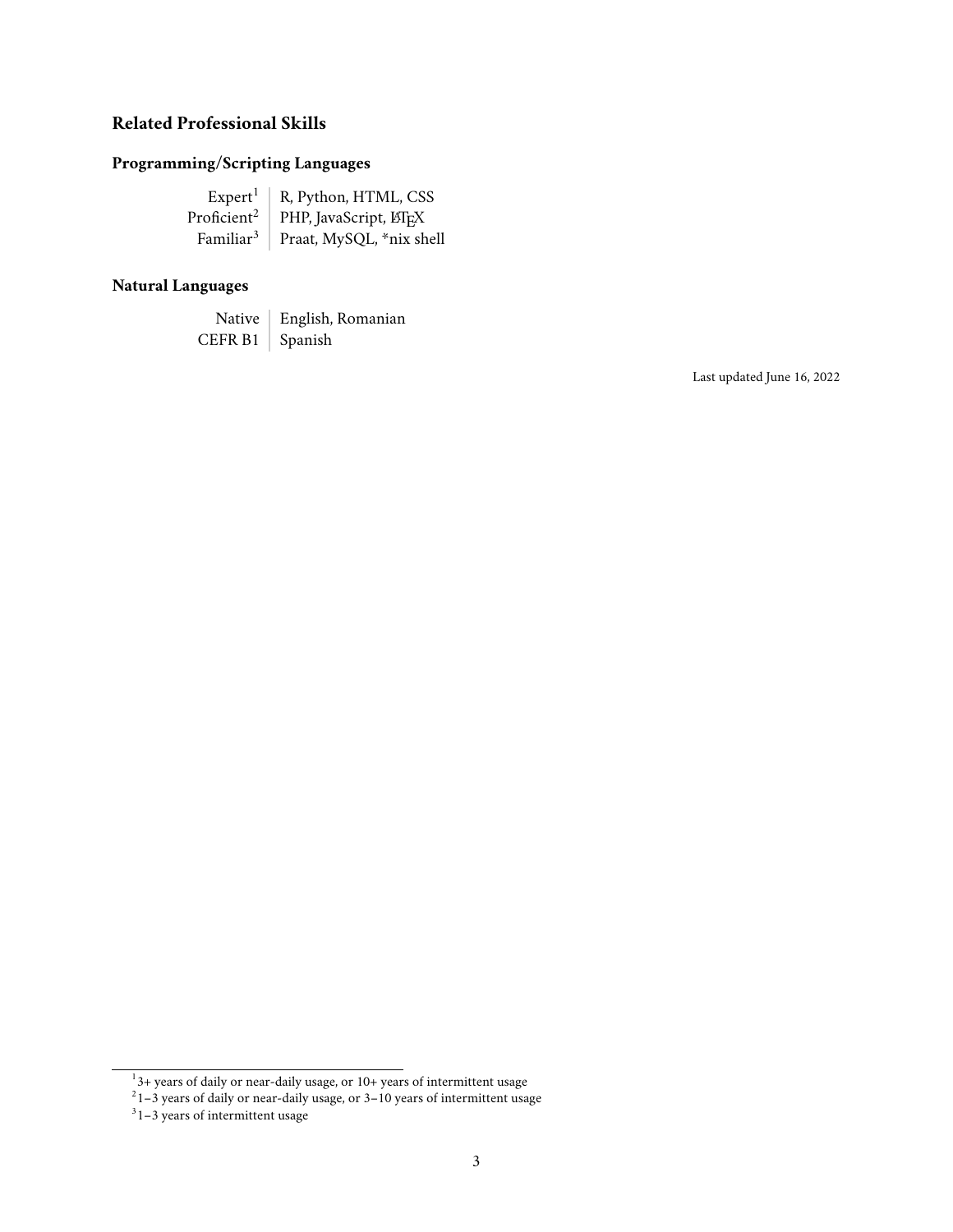## Related Professional Skills

### Programming/Scripting Languages

| | |
|---|---|
| Expert[1] | R, Python, HTML, CSS |
| Proficient[2] | PHP, JavaScript, LaTeX |
| Familiar[3] | Praat, MySQL, *nix shell |

### Natural Languages

| | |
|---|---|
| Native | English, Romanian |
| CEFR B1 | Spanish |

Last updated June 16, 2022

[1] 3+ years of daily or near-daily usage, or 10+ years of intermittent usage

[2] 1–3 years of daily or near-daily usage, or 3–10 years of intermittent usage

[3] 1–3 years of intermittent usage